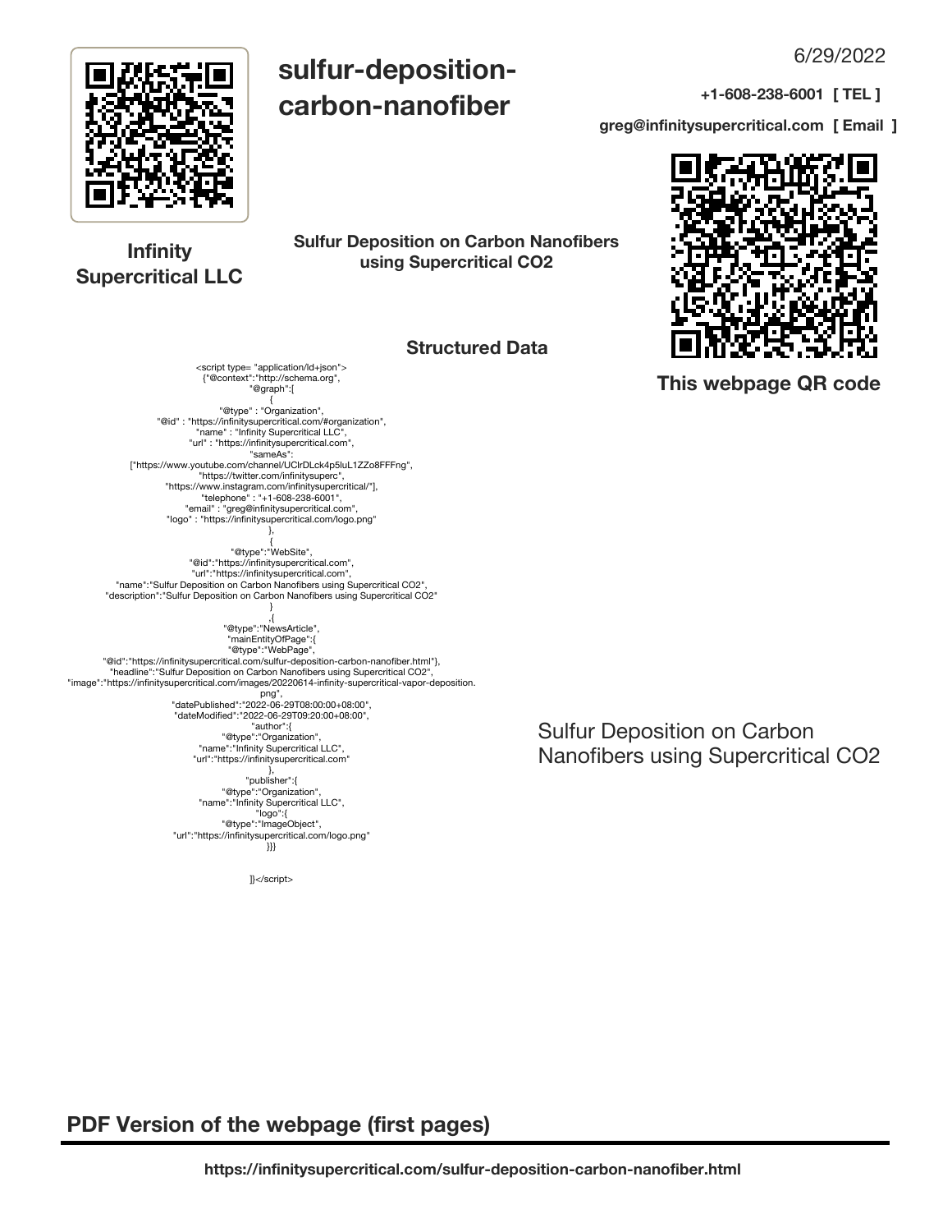6/29/2022

# sulfur-deposition-carbon-nanofiber

**+1-608-238-6001 [ TEL ]**

**greg@infinitysupercritical.com [ Email ]**

**Infinity Supercritical LLC**

**Sulfur Deposition on Carbon Nanofibers using Supercritical CO2**

**This webpage QR code**

## Structured Data

```
<script type= "application/ld+json">
{"@context":"http://schema.org",
"@graph":[
{
"@type" : "Organization",
"@id" : "https://infinitysupercritical.com/#organization",
"name" : "Infinity Supercritical LLC",
"url" : "https://infinitysupercritical.com",
"sameAs":
["https://www.youtube.com/channel/UClrDLck4p5luL1ZZo8FFFng",
"https://twitter.com/infinitysuperc",
"https://www.instagram.com/infinitysupercritical/"],
"telephone" : "+1-608-238-6001",
"email" : "greg@infinitysupercritical.com",
"logo" : "https://infinitysupercritical.com/logo.png"
},
{
"@type":"WebSite",
"@id":"https://infinitysupercritical.com",
"url":"https://infinitysupercritical.com",
"name":"Sulfur Deposition on Carbon Nanofibers using Supercritical CO2",
"description":"Sulfur Deposition on Carbon Nanofibers using Supercritical CO2"
}
,{
"@type":"NewsArticle",
"mainEntityOfPage":{
"@type":"WebPage",
"@id":"https://infinitysupercritical.com/sulfur-deposition-carbon-nanofiber.html"},
"headline":"Sulfur Deposition on Carbon Nanofibers using Supercritical CO2",
"image":"https://infinitysupercritical.com/images/20220614-infinity-supercritical-vapor-deposition.
png",
"datePublished":"2022-06-29T08:00:00+08:00",
"dateModified":"2022-06-29T09:20:00+08:00",
"author":{
"@type":"Organization",
"name":"Infinity Supercritical LLC",
"url":"https://infinitysupercritical.com"
},
"publisher":{
"@type":"Organization",
"name":"Infinity Supercritical LLC",
"logo":{
"@type":"ImageObject",
"url":"https://infinitysupercritical.com/logo.png"
}}}

]}</script>
```

Sulfur Deposition on Carbon Nanofibers using Supercritical CO2

## PDF Version of the webpage (first pages)

**https://infinitysupercritical.com/sulfur-deposition-carbon-nanofiber.html**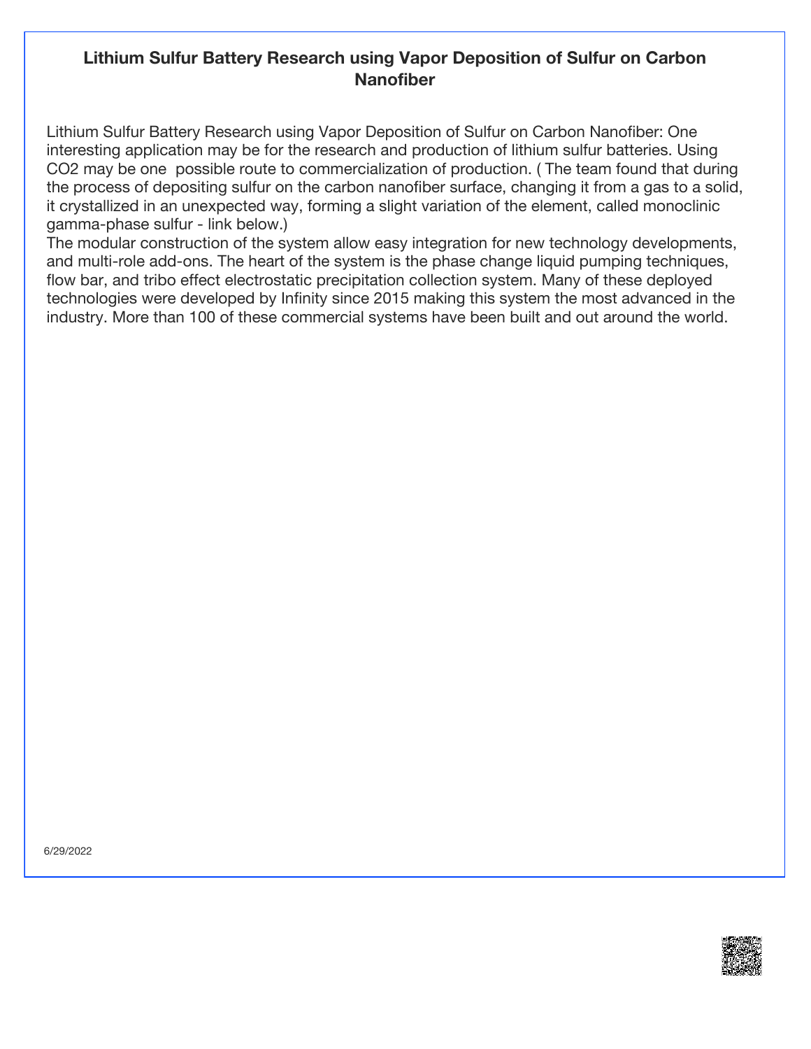# Lithium Sulfur Battery Research using Vapor Deposition of Sulfur on Carbon Nanofiber

Lithium Sulfur Battery Research using Vapor Deposition of Sulfur on Carbon Nanofiber: One interesting application may be for the research and production of lithium sulfur batteries. Using $CO_2$ may be one  possible route to commercialization of production. ( The team found that during the process of depositing sulfur on the carbon nanofiber surface, changing it from a gas to a solid, it crystallized in an unexpected way, forming a slight variation of the element, called monoclinic gamma-phase sulfur - link below.)
The modular construction of the system allow easy integration for new technology developments, and multi-role add-ons. The heart of the system is the phase change liquid pumping techniques, flow bar, and tribo effect electrostatic precipitation collection system. Many of these deployed technologies were developed by Infinity since 2015 making this system the most advanced in the industry. More than 100 of these commercial systems have been built and out around the world.

6/29/2022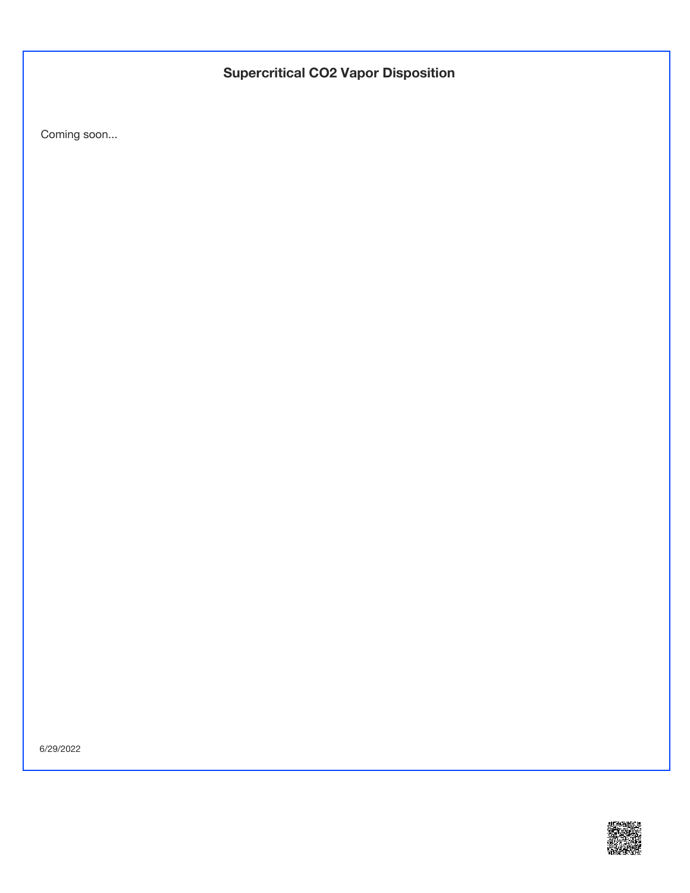## Supercritical $CO_2$ Vapor Disposition

Coming soon...

6/29/2022